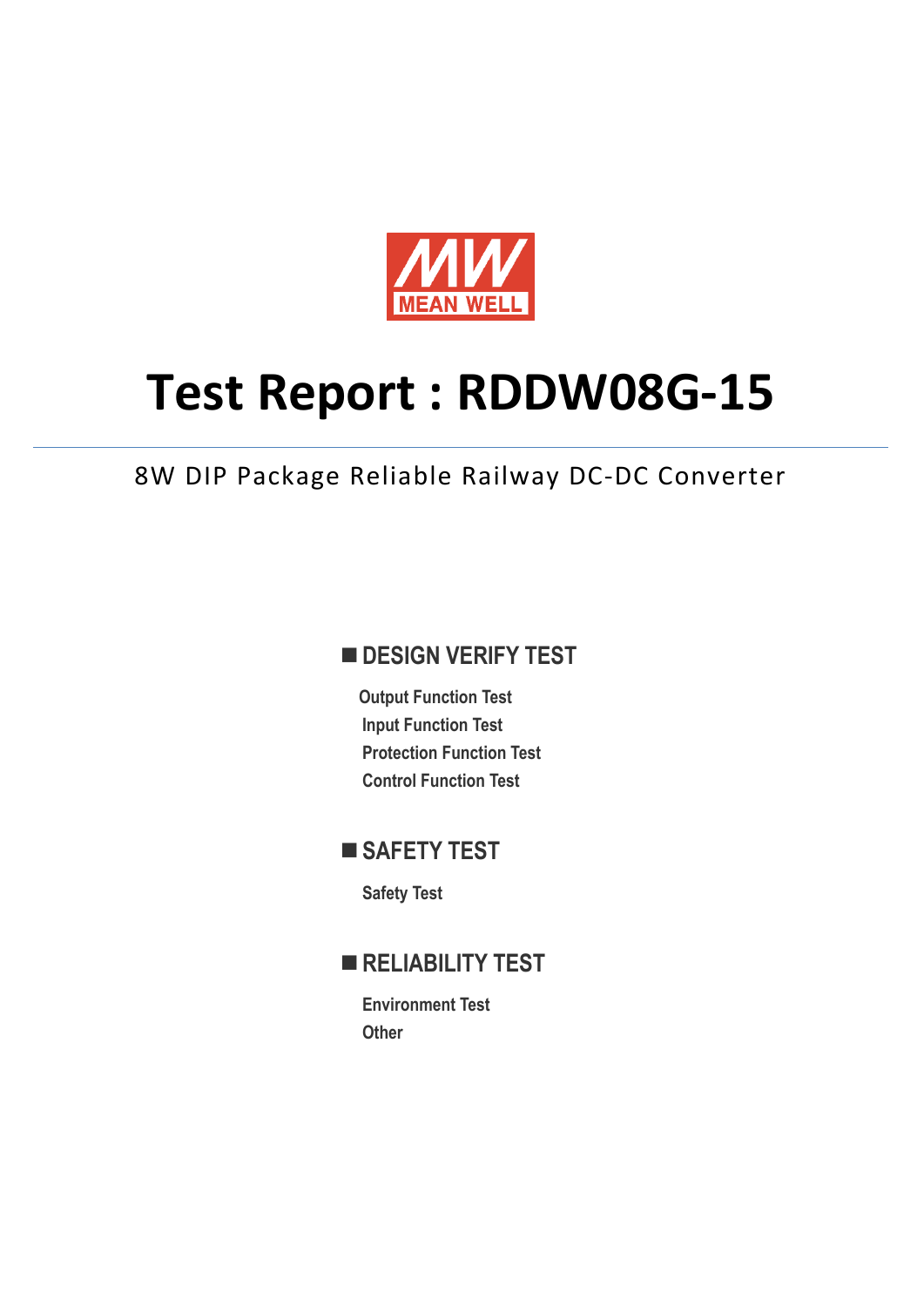MEAN WELL

# Test Report : RDDW08G-15

8W DIP Package Reliable Railway DC-DC Converter

## ■ DESIGN VERIFY TEST

Output Function Test
Input Function Test
Protection Function Test
Control Function Test

## ■ SAFETY TEST

Safety Test

## ■ RELIABILITY TEST

Environment Test
Other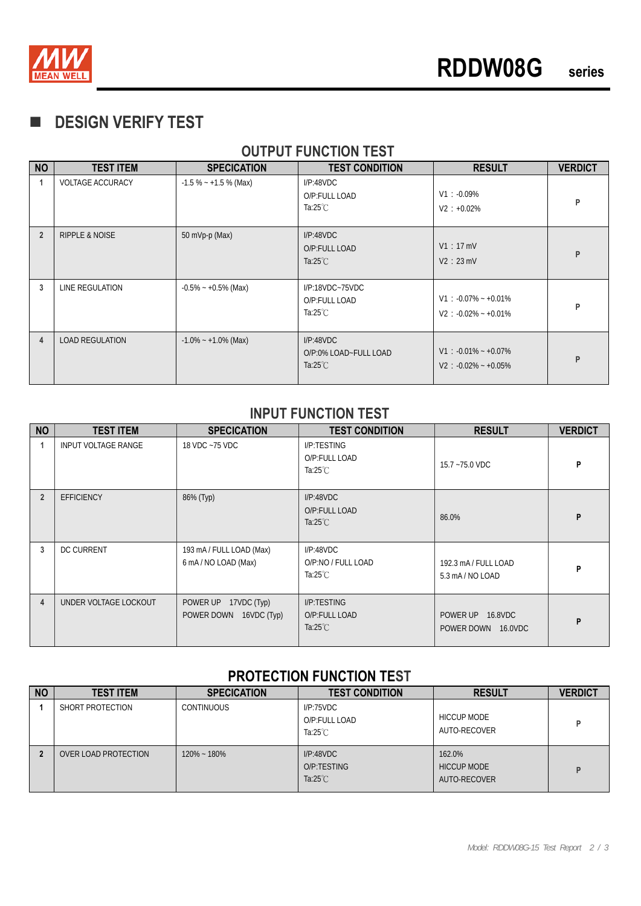## ■ DESIGN VERIFY TEST

### OUTPUT FUNCTION TEST

| NO | TEST ITEM | SPECICATION | TEST CONDITION | RESULT | VERDICT |
|---|---|---|---|---|---|
| 1 | VOLTAGE ACCURACY | -1.5 % ~ +1.5 % (Max) | I/P:48VDC<br>O/P:FULL LOAD<br>Ta:25℃ | V1：-0.09%<br>V2：+0.02% | P |
| 2 | RIPPLE & NOISE | 50 mVp-p (Max) | I/P:48VDC<br>O/P:FULL LOAD<br>Ta:25℃ | V1：17 mV<br>V2：23 mV | P |
| 3 | LINE REGULATION | -0.5% ~ +0.5% (Max) | I/P:18VDC~75VDC<br>O/P:FULL LOAD<br>Ta:25℃ | V1：-0.07% ~ +0.01%<br>V2：-0.02% ~ +0.01% | P |
| 4 | LOAD REGULATION | -1.0% ~ +1.0% (Max) | I/P:48VDC<br>O/P:0% LOAD~FULL LOAD<br>Ta:25℃ | V1：-0.01% ~ +0.07%<br>V2：-0.02% ~ +0.05% | P |

### INPUT FUNCTION TEST

| NO | TEST ITEM | SPECICATION | TEST CONDITION | RESULT | VERDICT |
|---|---|---|---|---|---|
| 1 | INPUT VOLTAGE RANGE | 18 VDC ~75 VDC | I/P:TESTING<br>O/P:FULL LOAD<br>Ta:25℃ | 15.7 ~75.0 VDC | P |
| 2 | EFFICIENCY | 86% (Typ) | I/P:48VDC<br>O/P:FULL LOAD<br>Ta:25℃ | 86.0% | P |
| 3 | DC CURRENT | 193 mA / FULL LOAD (Max)<br>6 mA / NO LOAD (Max) | I/P:48VDC<br>O/P:NO / FULL LOAD<br>Ta:25℃ | 192.3 mA / FULL LOAD<br>5.3 mA / NO LOAD | P |
| 4 | UNDER VOLTAGE LOCKOUT | POWER UP 17VDC (Typ)<br>POWER DOWN 16VDC (Typ) | I/P:TESTING<br>O/P:FULL LOAD<br>Ta:25℃ | POWER UP 16.8VDC<br>POWER DOWN 16.0VDC | P |

### PROTECTION FUNCTION TEST

| NO | TEST ITEM | SPECICATION | TEST CONDITION | RESULT | VERDICT |
|---|---|---|---|---|---|
| 1 | SHORT PROTECTION | CONTINUOUS | I/P:75VDC<br>O/P:FULL LOAD<br>Ta:25℃ | HICCUP MODE<br>AUTO-RECOVER | P |
| 2 | OVER LOAD PROTECTION | 120% ~ 180% | I/P:48VDC<br>O/P:TESTING<br>Ta:25℃ | 162.0%<br>HICCUP MODE<br>AUTO-RECOVER | P |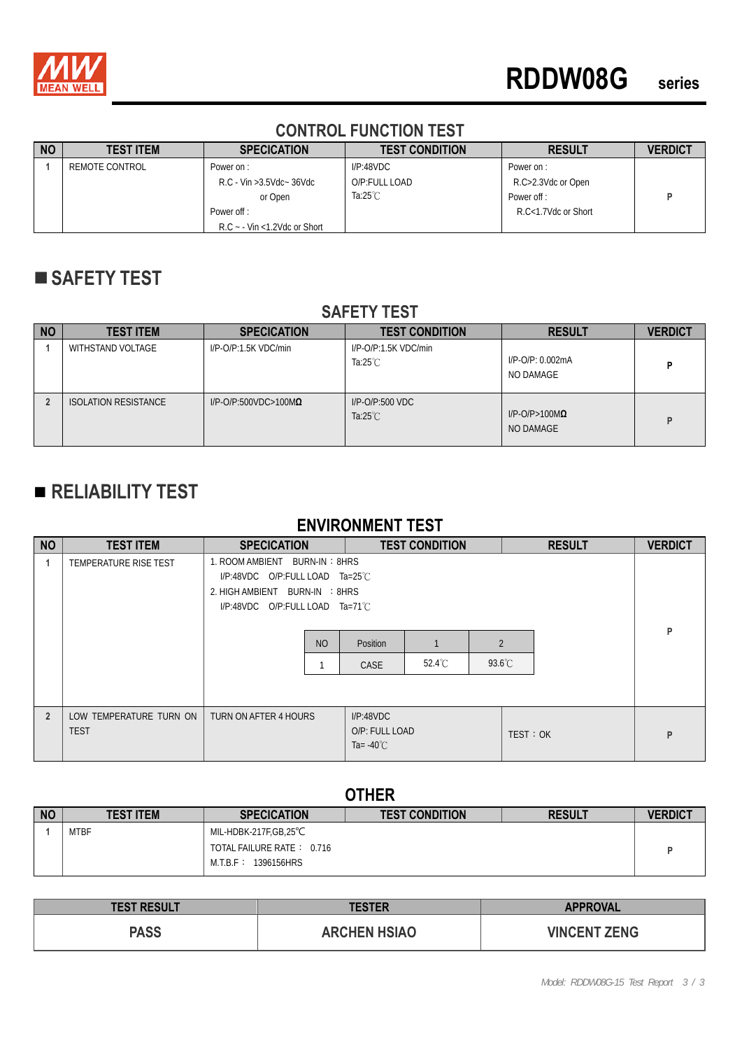# RDDW08G series

## CONTROL FUNCTION TEST

| NO | TEST ITEM | SPECICATION | TEST CONDITION | RESULT | VERDICT |
|---|---|---|---|---|---|
| 1 | REMOTE CONTROL | Power on :<br>R.C - Vin >3.5Vdc~ 36Vdc<br>or Open<br>Power off :<br>R.C ~ - Vin <1.2Vdc or Short | I/P:48VDC<br>O/P:FULL LOAD<br>Ta:25℃ | Power on :<br>R.C>2.3Vdc or Open<br>Power off :<br>R.C<1.7Vdc or Short | P |

## ■ SAFETY TEST

### SAFETY TEST

| NO | TEST ITEM | SPECICATION | TEST CONDITION | RESULT | VERDICT |
|---|---|---|---|---|---|
| 1 | WITHSTAND VOLTAGE | I/P-O/P:1.5K VDC/min | I/P-O/P:1.5K VDC/min<br>Ta:25℃ | I/P-O/P: 0.002mA<br>NO DAMAGE | P |
| 2 | ISOLATION RESISTANCE | I/P-O/P:500VDC>100MΩ | I/P-O/P:500 VDC<br>Ta:25℃ | I/P-O/P>100MΩ<br>NO DAMAGE | P |

## ■ RELIABILITY TEST

### ENVIRONMENT TEST

| NO | TEST ITEM | SPECICATION | TEST CONDITION | RESULT | VERDICT |
|---|---|---|---|---|---|
| 1 | TEMPERATURE RISE TEST | 1. ROOM AMBIENT BURN-IN：8HRS<br>I/P:48VDC O/P:FULL LOAD Ta=25℃<br>2. HIGH AMBIENT BURN-IN ：8HRS<br>I/P:48VDC O/P:FULL LOAD Ta=71℃ | | | P |
| 2 | LOW TEMPERATURE TURN ON TEST | TURN ON AFTER 4 HOURS | I/P:48VDC<br>O/P: FULL LOAD<br>Ta= -40℃ | TEST：OK | P |

| NO | Position | 1 | 2 |
|---|---|---|---|
| 1 | CASE | 52.4℃ | 93.6℃ |

### OTHER

| NO | TEST ITEM | SPECICATION | TEST CONDITION | RESULT | VERDICT |
|---|---|---|---|---|---|
| 1 | MTBF | MIL-HDBK-217F,GB,25℃<br>TOTAL FAILURE RATE： 0.716<br>M.T.B.F： 1396156HRS | | | P |

| TEST RESULT | TESTER | APPROVAL |
|---|---|---|
| PASS | ARCHEN HSIAO | VINCENT ZENG |

*Model: RDDW08G-15 Test Report*